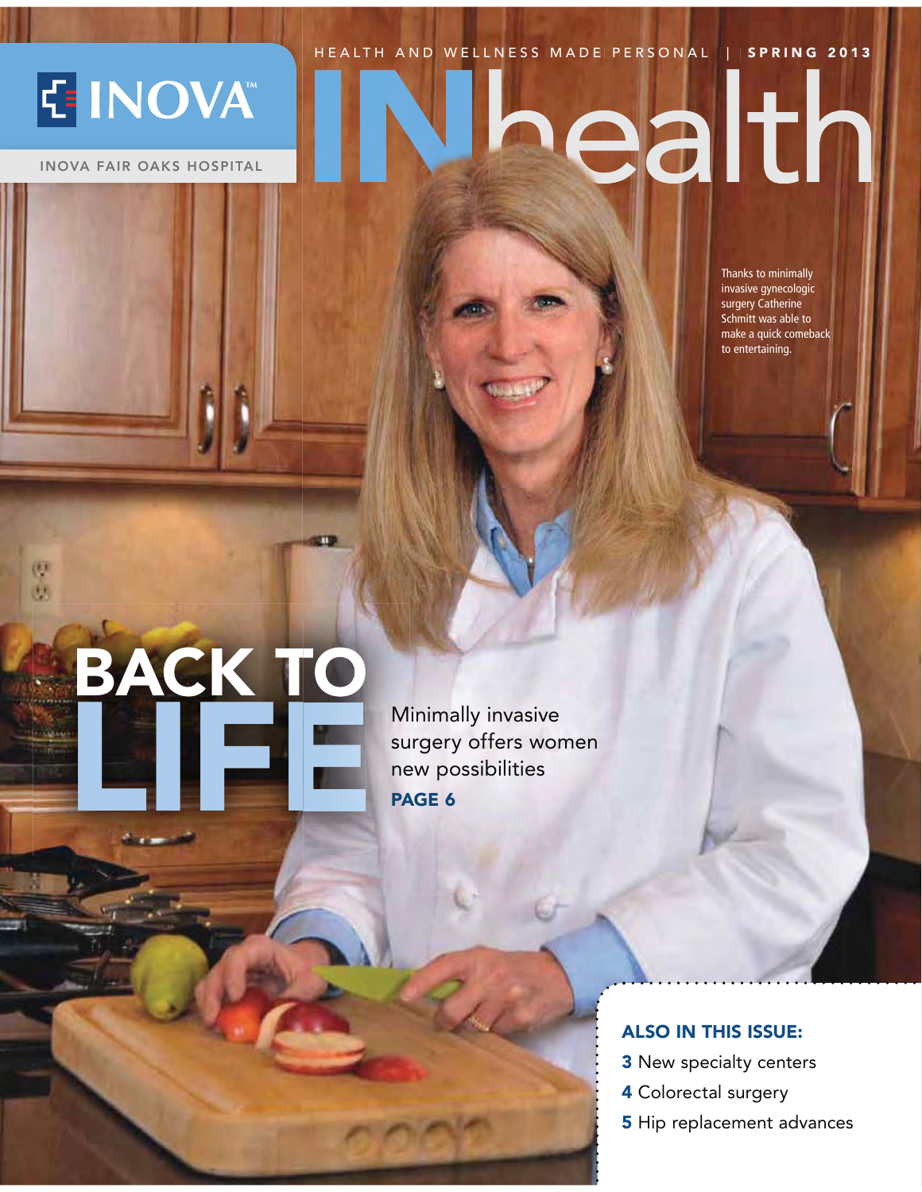INOVA™

INOVA FAIR OAKS HOSPITAL

HEALTH AND WELLNESS MADE PERSONAL | SPRING 2013

# INhealth

Thanks to minimally invasive gynecologic surgery Catherine Schmitt was able to make a quick comeback to entertaining.

# BACK TO LIFE

Minimally invasive surgery offers women new possibilities

**PAGE 6**

**ALSO IN THIS ISSUE:**

- **3** New specialty centers
- **4** Colorectal surgery
- **5** Hip replacement advances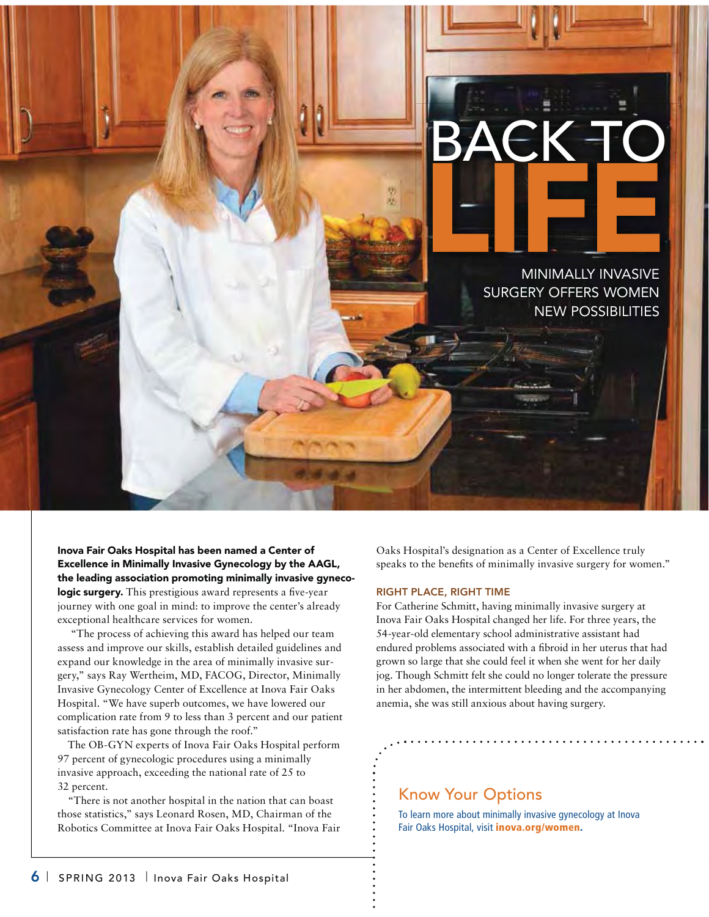# BACK TO LIFE

## MINIMALLY INVASIVE SURGERY OFFERS WOMEN NEW POSSIBILITIES

**Inova Fair Oaks Hospital has been named a Center of Excellence in Minimally Invasive Gynecology by the AAGL, the leading association promoting minimally invasive gynecologic surgery.** This prestigious award represents a five-year journey with one goal in mind: to improve the center's already exceptional healthcare services for women.

"The process of achieving this award has helped our team assess and improve our skills, establish detailed guidelines and expand our knowledge in the area of minimally invasive surgery," says Ray Wertheim, MD, FACOG, Director, Minimally Invasive Gynecology Center of Excellence at Inova Fair Oaks Hospital. "We have superb outcomes, we have lowered our complication rate from 9 to less than 3 percent and our patient satisfaction rate has gone through the roof."

The OB-GYN experts of Inova Fair Oaks Hospital perform 97 percent of gynecologic procedures using a minimally invasive approach, exceeding the national rate of 25 to 32 percent.

"There is not another hospital in the nation that can boast those statistics," says Leonard Rosen, MD, Chairman of the Robotics Committee at Inova Fair Oaks Hospital. "Inova Fair Oaks Hospital's designation as a Center of Excellence truly speaks to the benefits of minimally invasive surgery for women."

### RIGHT PLACE, RIGHT TIME

For Catherine Schmitt, having minimally invasive surgery at Inova Fair Oaks Hospital changed her life. For three years, the 54-year-old elementary school administrative assistant had endured problems associated with a fibroid in her uterus that had grown so large that she could feel it when she went for her daily jog. Though Schmitt felt she could no longer tolerate the pressure in her abdomen, the intermittent bleeding and the accompanying anemia, she was still anxious about having surgery.

### Know Your Options

To learn more about minimally invasive gynecology at Inova Fair Oaks Hospital, visit **inova.org/women.**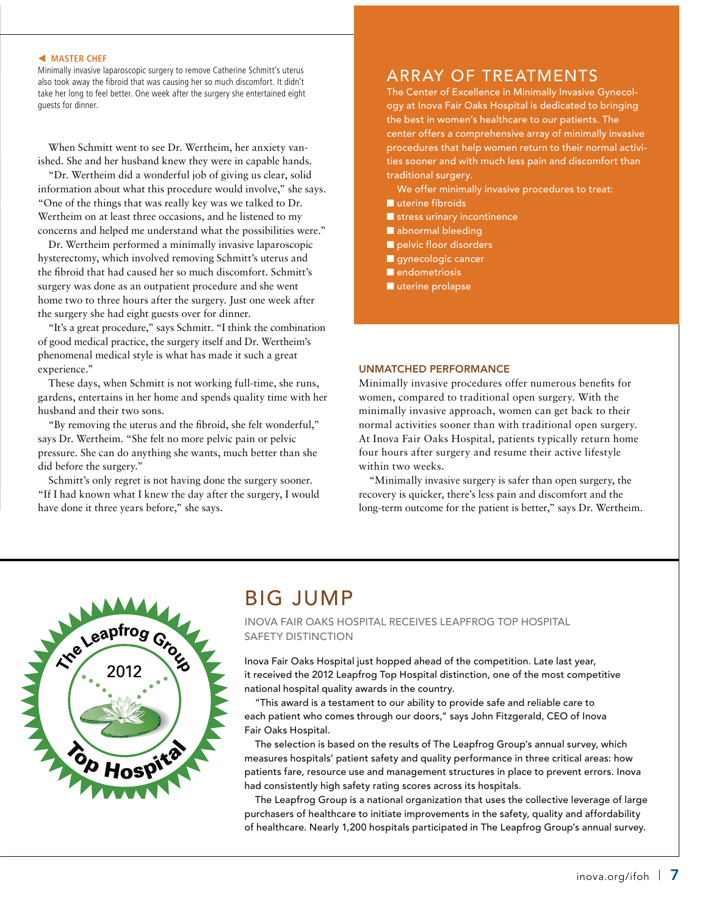◀ **MASTER CHEF**

Minimally invasive laparoscopic surgery to remove Catherine Schmitt's uterus also took away the fibroid that was causing her so much discomfort. It didn't take her long to feel better. One week after the surgery she entertained eight guests for dinner.

When Schmitt went to see Dr. Wertheim, her anxiety vanished. She and her husband knew they were in capable hands.

"Dr. Wertheim did a wonderful job of giving us clear, solid information about what this procedure would involve," she says. "One of the things that was really key was we talked to Dr. Wertheim on at least three occasions, and he listened to my concerns and helped me understand what the possibilities were."

Dr. Wertheim performed a minimally invasive laparoscopic hysterectomy, which involved removing Schmitt's uterus and the fibroid that had caused her so much discomfort. Schmitt's surgery was done as an outpatient procedure and she went home two to three hours after the surgery. Just one week after the surgery she had eight guests over for dinner.

"It's a great procedure," says Schmitt. "I think the combination of good medical practice, the surgery itself and Dr. Wertheim's phenomenal medical style is what has made it such a great experience."

These days, when Schmitt is not working full-time, she runs, gardens, entertains in her home and spends quality time with her husband and their two sons.

"By removing the uterus and the fibroid, she felt wonderful," says Dr. Wertheim. "She felt no more pelvic pain or pelvic pressure. She can do anything she wants, much better than she did before the surgery."

Schmitt's only regret is not having done the surgery sooner. "If I had known what I knew the day after the surgery, I would have done it three years before," she says.

## ARRAY OF TREATMENTS

The Center of Excellence in Minimally Invasive Gynecology at Inova Fair Oaks Hospital is dedicated to bringing the best in women's healthcare to our patients. The center offers a comprehensive array of minimally invasive procedures that help women return to their normal activities sooner and with much less pain and discomfort than traditional surgery.

We offer minimally invasive procedures to treat:

- uterine fibroids
- stress urinary incontinence
- abnormal bleeding
- pelvic floor disorders
- gynecologic cancer
- endometriosis
- uterine prolapse

### UNMATCHED PERFORMANCE

Minimally invasive procedures offer numerous benefits for women, compared to traditional open surgery. With the minimally invasive approach, women can get back to their normal activities sooner than with traditional open surgery. At Inova Fair Oaks Hospital, patients typically return home four hours after surgery and resume their active lifestyle within two weeks.

"Minimally invasive surgery is safer than open surgery, the recovery is quicker, there's less pain and discomfort and the long-term outcome for the patient is better," says Dr. Wertheim.

The Leapfrog Group
2012
Top Hospital

## BIG JUMP

INOVA FAIR OAKS HOSPITAL RECEIVES LEAPFROG TOP HOSPITAL SAFETY DISTINCTION

Inova Fair Oaks Hospital just hopped ahead of the competition. Late last year, it received the 2012 Leapfrog Top Hospital distinction, one of the most competitive national hospital quality awards in the country.

"This award is a testament to our ability to provide safe and reliable care to each patient who comes through our doors," says John Fitzgerald, CEO of Inova Fair Oaks Hospital.

The selection is based on the results of The Leapfrog Group's annual survey, which measures hospitals' patient safety and quality performance in three critical areas: how patients fare, resource use and management structures in place to prevent errors. Inova had consistently high safety rating scores across its hospitals.

The Leapfrog Group is a national organization that uses the collective leverage of large purchasers of healthcare to initiate improvements in the safety, quality and affordability of healthcare. Nearly 1,200 hospitals participated in The Leapfrog Group's annual survey.